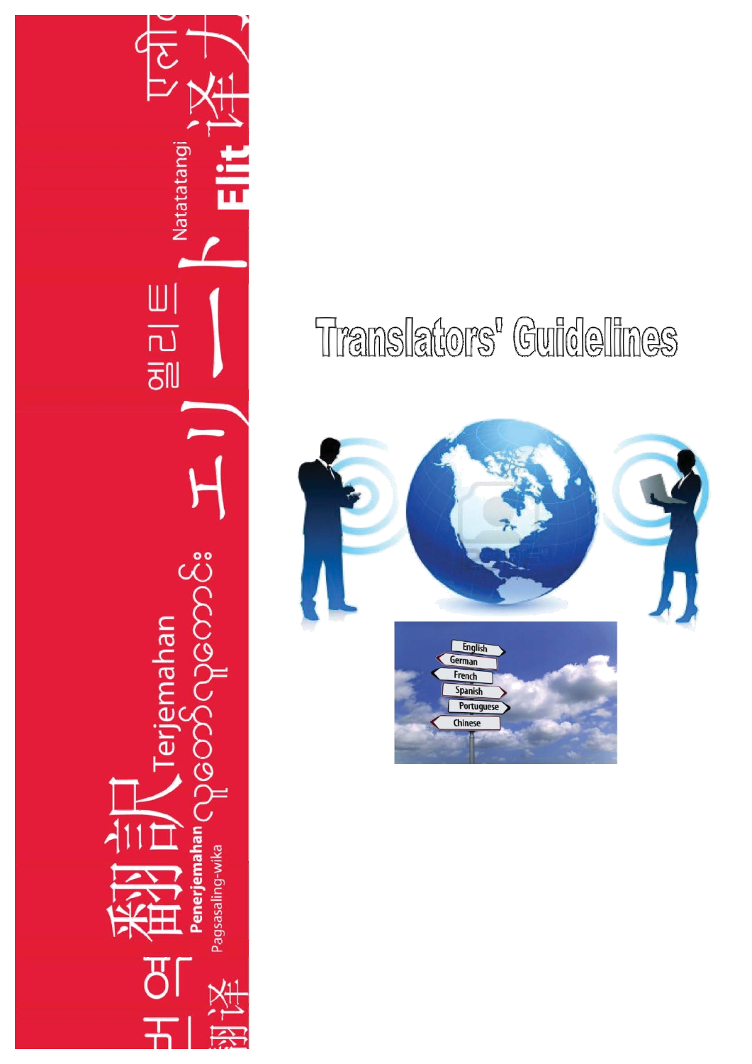# Translators' Guidelines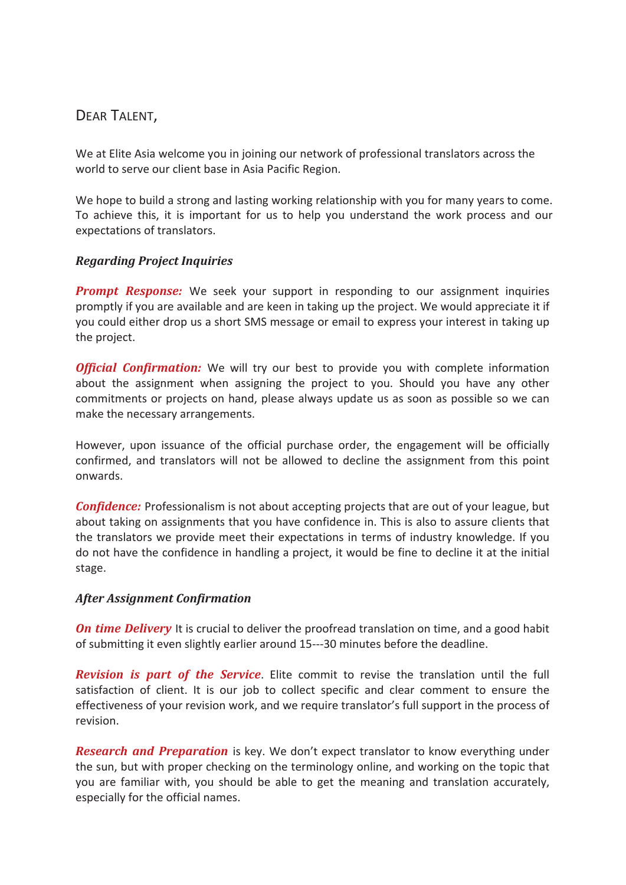DEAR TALENT,

We at Elite Asia welcome you in joining our network of professional translators across the world to serve our client base in Asia Pacific Region.

We hope to build a strong and lasting working relationship with you for many years to come. To achieve this, it is important for us to help you understand the work process and our expectations of translators.

### *Regarding Project Inquiries*

***Prompt Response:*** We seek your support in responding to our assignment inquiries promptly if you are available and are keen in taking up the project. We would appreciate it if you could either drop us a short SMS message or email to express your interest in taking up the project.

***Official Confirmation:*** We will try our best to provide you with complete information about the assignment when assigning the project to you. Should you have any other commitments or projects on hand, please always update us as soon as possible so we can make the necessary arrangements.

However, upon issuance of the official purchase order, the engagement will be officially confirmed, and translators will not be allowed to decline the assignment from this point onwards.

***Confidence:*** Professionalism is not about accepting projects that are out of your league, but about taking on assignments that you have confidence in. This is also to assure clients that the translators we provide meet their expectations in terms of industry knowledge. If you do not have the confidence in handling a project, it would be fine to decline it at the initial stage.

### *After Assignment Confirmation*

***On time Delivery*** It is crucial to deliver the proofread translation on time, and a good habit of submitting it even slightly earlier around 15---30 minutes before the deadline.

***Revision is part of the Service***. Elite commit to revise the translation until the full satisfaction of client. It is our job to collect specific and clear comment to ensure the effectiveness of your revision work, and we require translator's full support in the process of revision.

***Research and Preparation*** is key. We don't expect translator to know everything under the sun, but with proper checking on the terminology online, and working on the topic that you are familiar with, you should be able to get the meaning and translation accurately, especially for the official names.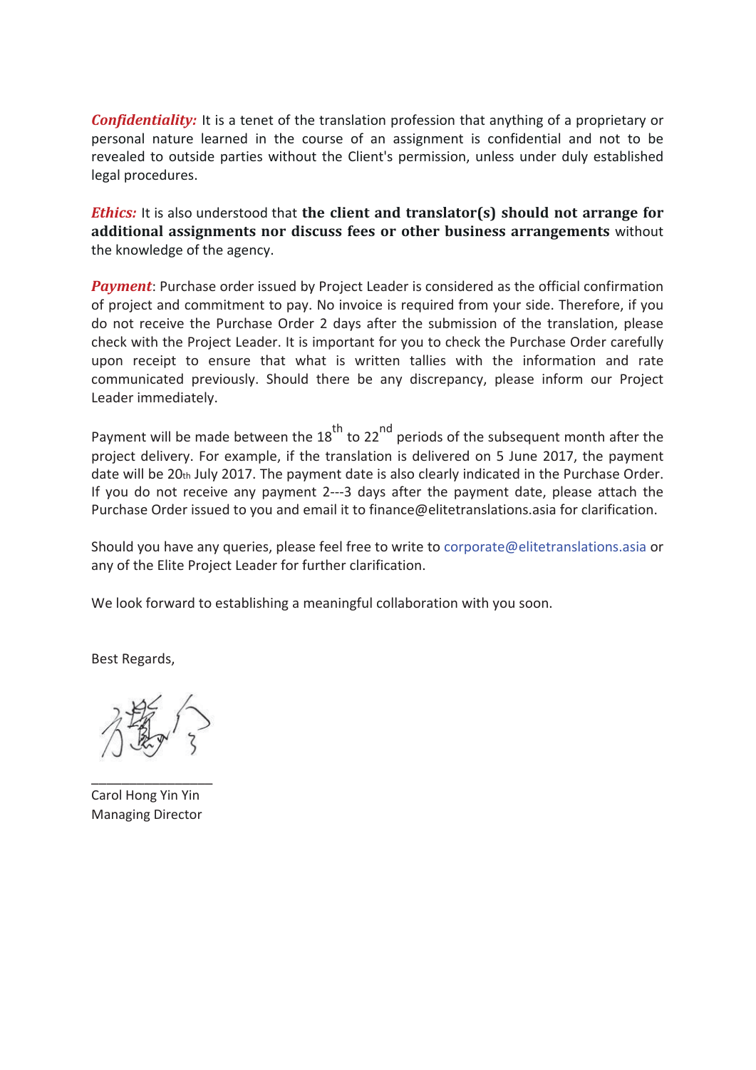***Confidentiality:*** It is a tenet of the translation profession that anything of a proprietary or personal nature learned in the course of an assignment is confidential and not to be revealed to outside parties without the Client's permission, unless under duly established legal procedures.

***Ethics:*** It is also understood that **the client and translator(s) should not arrange for additional assignments nor discuss fees or other business arrangements** without the knowledge of the agency.

***Payment***: Purchase order issued by Project Leader is considered as the official confirmation of project and commitment to pay. No invoice is required from your side. Therefore, if you do not receive the Purchase Order 2 days after the submission of the translation, please check with the Project Leader. It is important for you to check the Purchase Order carefully upon receipt to ensure that what is written tallies with the information and rate communicated previously. Should there be any discrepancy, please inform our Project Leader immediately.

Payment will be made between the 18th to 22nd periods of the subsequent month after the project delivery. For example, if the translation is delivered on 5 June 2017, the payment date will be 20th July 2017. The payment date is also clearly indicated in the Purchase Order. If you do not receive any payment 2---3 days after the payment date, please attach the Purchase Order issued to you and email it to finance@elitetranslations.asia for clarification.

Should you have any queries, please feel free to write to corporate@elitetranslations.asia or any of the Elite Project Leader for further clarification.

We look forward to establishing a meaningful collaboration with you soon.

Best Regards,

________________

Carol Hong Yin Yin
Managing Director